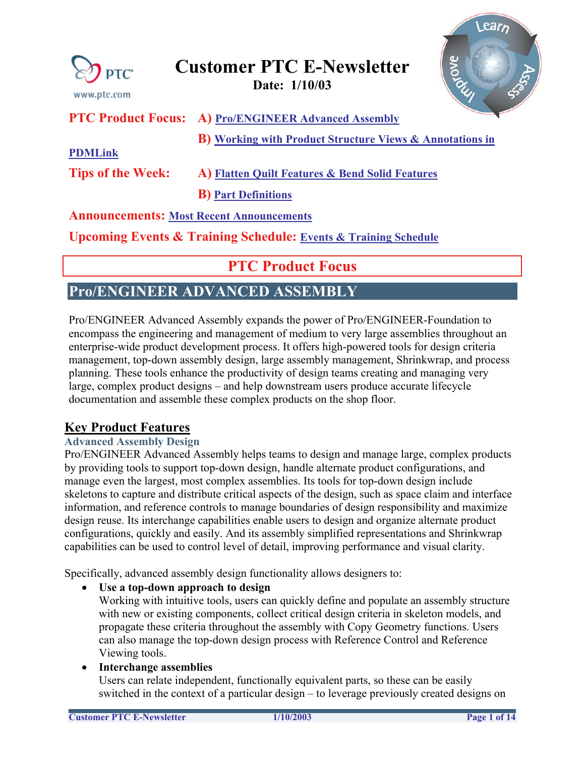# Customer PTC E-Newsletter

**Date: 1/10/03**

**PTC Product Focus:** A) Pro/ENGINEER Advanced Assembly

B) Working with Product Structure Views & Annotations in PDMLink

**Tips of the Week:** A) Flatten Quilt Features & Bend Solid Features

B) Part Definitions

**Announcements:** Most Recent Announcements

**Upcoming Events & Training Schedule:** Events & Training Schedule

## PTC Product Focus

## Pro/ENGINEER ADVANCED ASSEMBLY

Pro/ENGINEER Advanced Assembly expands the power of Pro/ENGINEER-Foundation to encompass the engineering and management of medium to very large assemblies throughout an enterprise-wide product development process. It offers high-powered tools for design criteria management, top-down assembly design, large assembly management, Shrinkwrap, and process planning. These tools enhance the productivity of design teams creating and managing very large, complex product designs – and help downstream users produce accurate lifecycle documentation and assemble these complex products on the shop floor.

### Key Product Features

#### Advanced Assembly Design

Pro/ENGINEER Advanced Assembly helps teams to design and manage large, complex products by providing tools to support top-down design, handle alternate product configurations, and manage even the largest, most complex assemblies. Its tools for top-down design include skeletons to capture and distribute critical aspects of the design, such as space claim and interface information, and reference controls to manage boundaries of design responsibility and maximize design reuse. Its interchange capabilities enable users to design and organize alternate product configurations, quickly and easily. And its assembly simplified representations and Shrinkwrap capabilities can be used to control level of detail, improving performance and visual clarity.

Specifically, advanced assembly design functionality allows designers to:

- **Use a top-down approach to design**
  Working with intuitive tools, users can quickly define and populate an assembly structure with new or existing components, collect critical design criteria in skeleton models, and propagate these criteria throughout the assembly with Copy Geometry functions. Users can also manage the top-down design process with Reference Control and Reference Viewing tools.
- **Interchange assemblies**
  Users can relate independent, functionally equivalent parts, so these can be easily switched in the context of a particular design – to leverage previously created designs on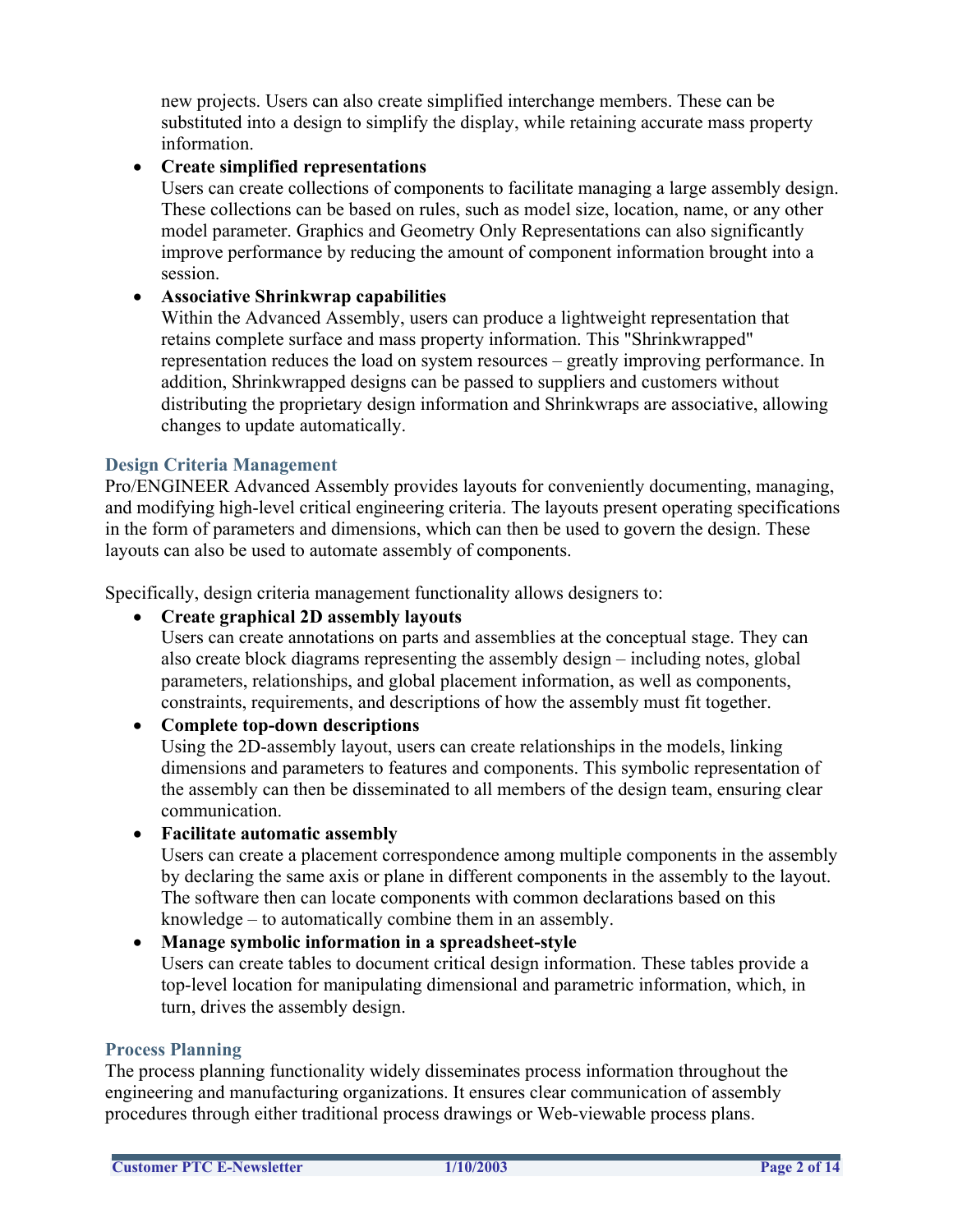new projects. Users can also create simplified interchange members. These can be substituted into a design to simplify the display, while retaining accurate mass property information.

- **Create simplified representations**
  Users can create collections of components to facilitate managing a large assembly design. These collections can be based on rules, such as model size, location, name, or any other model parameter. Graphics and Geometry Only Representations can also significantly improve performance by reducing the amount of component information brought into a session.
- **Associative Shrinkwrap capabilities**
  Within the Advanced Assembly, users can produce a lightweight representation that retains complete surface and mass property information. This "Shrinkwrapped" representation reduces the load on system resources – greatly improving performance. In addition, Shrinkwrapped designs can be passed to suppliers and customers without distributing the proprietary design information and Shrinkwraps are associative, allowing changes to update automatically.

### Design Criteria Management

Pro/ENGINEER Advanced Assembly provides layouts for conveniently documenting, managing, and modifying high-level critical engineering criteria. The layouts present operating specifications in the form of parameters and dimensions, which can then be used to govern the design. These layouts can also be used to automate assembly of components.

Specifically, design criteria management functionality allows designers to:

- **Create graphical 2D assembly layouts**
  Users can create annotations on parts and assemblies at the conceptual stage. They can also create block diagrams representing the assembly design – including notes, global parameters, relationships, and global placement information, as well as components, constraints, requirements, and descriptions of how the assembly must fit together.
- **Complete top-down descriptions**
  Using the 2D-assembly layout, users can create relationships in the models, linking dimensions and parameters to features and components. This symbolic representation of the assembly can then be disseminated to all members of the design team, ensuring clear communication.
- **Facilitate automatic assembly**
  Users can create a placement correspondence among multiple components in the assembly by declaring the same axis or plane in different components in the assembly to the layout. The software then can locate components with common declarations based on this knowledge – to automatically combine them in an assembly.
- **Manage symbolic information in a spreadsheet-style**
  Users can create tables to document critical design information. These tables provide a top-level location for manipulating dimensional and parametric information, which, in turn, drives the assembly design.

### Process Planning

The process planning functionality widely disseminates process information throughout the engineering and manufacturing organizations. It ensures clear communication of assembly procedures through either traditional process drawings or Web-viewable process plans.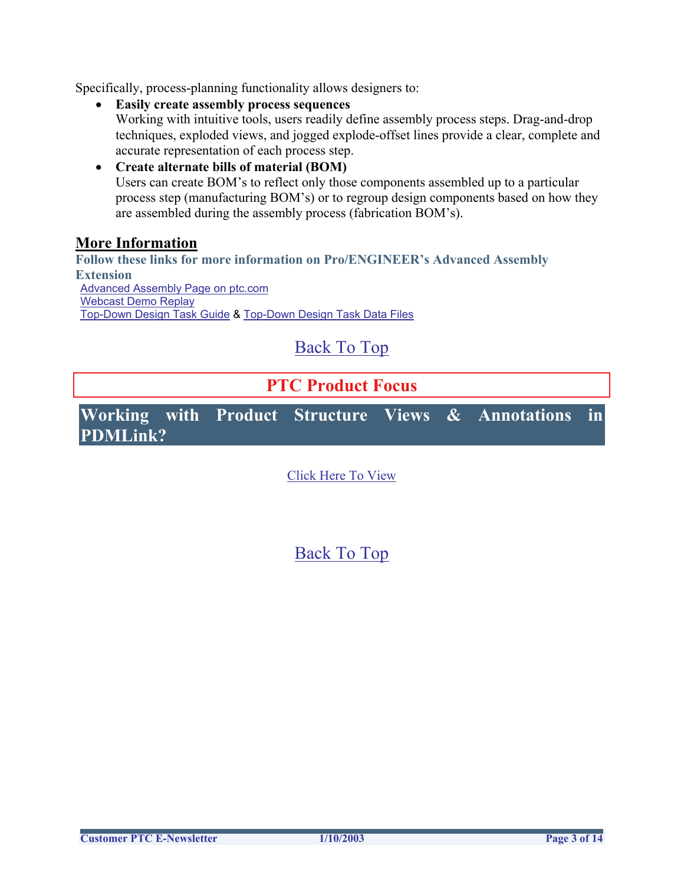Specifically, process-planning functionality allows designers to:

- **Easily create assembly process sequences**
  Working with intuitive tools, users readily define assembly process steps. Drag-and-drop techniques, exploded views, and jogged explode-offset lines provide a clear, complete and accurate representation of each process step.
- **Create alternate bills of material (BOM)**
  Users can create BOM's to reflect only those components assembled up to a particular process step (manufacturing BOM's) or to regroup design components based on how they are assembled during the assembly process (fabrication BOM's).

## More Information

**Follow these links for more information on Pro/ENGINEER's Advanced Assembly Extension**

Advanced Assembly Page on ptc.com
Webcast Demo Replay
Top-Down Design Task Guide & Top-Down Design Task Data Files

Back To Top

## PTC Product Focus

## Working with Product Structure Views & Annotations in PDMLink?

Click Here To View

Back To Top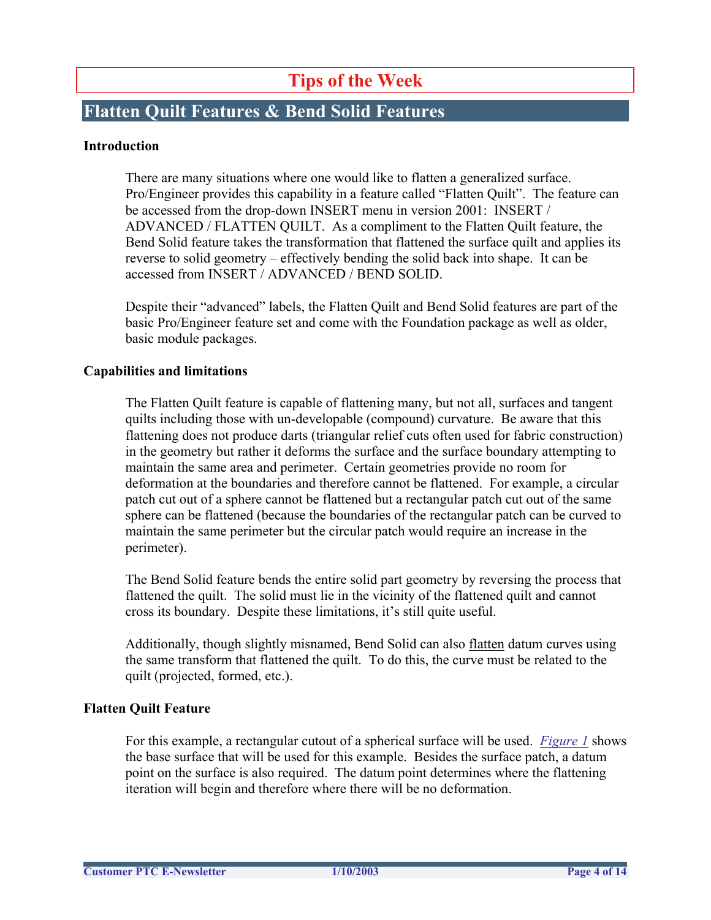# Tips of the Week

## Flatten Quilt Features & Bend Solid Features

### Introduction

There are many situations where one would like to flatten a generalized surface. Pro/Engineer provides this capability in a feature called "Flatten Quilt". The feature can be accessed from the drop-down INSERT menu in version 2001: INSERT / ADVANCED / FLATTEN QUILT. As a compliment to the Flatten Quilt feature, the Bend Solid feature takes the transformation that flattened the surface quilt and applies its reverse to solid geometry – effectively bending the solid back into shape. It can be accessed from INSERT / ADVANCED / BEND SOLID.

Despite their "advanced" labels, the Flatten Quilt and Bend Solid features are part of the basic Pro/Engineer feature set and come with the Foundation package as well as older, basic module packages.

### Capabilities and limitations

The Flatten Quilt feature is capable of flattening many, but not all, surfaces and tangent quilts including those with un-developable (compound) curvature. Be aware that this flattening does not produce darts (triangular relief cuts often used for fabric construction) in the geometry but rather it deforms the surface and the surface boundary attempting to maintain the same area and perimeter. Certain geometries provide no room for deformation at the boundaries and therefore cannot be flattened. For example, a circular patch cut out of a sphere cannot be flattened but a rectangular patch cut out of the same sphere can be flattened (because the boundaries of the rectangular patch can be curved to maintain the same perimeter but the circular patch would require an increase in the perimeter).

The Bend Solid feature bends the entire solid part geometry by reversing the process that flattened the quilt. The solid must lie in the vicinity of the flattened quilt and cannot cross its boundary. Despite these limitations, it's still quite useful.

Additionally, though slightly misnamed, Bend Solid can also <u>flatten</u> datum curves using the same transform that flattened the quilt. To do this, the curve must be related to the quilt (projected, formed, etc.).

### Flatten Quilt Feature

For this example, a rectangular cutout of a spherical surface will be used. *Figure 1* shows the base surface that will be used for this example. Besides the surface patch, a datum point on the surface is also required. The datum point determines where the flattening iteration will begin and therefore where there will be no deformation.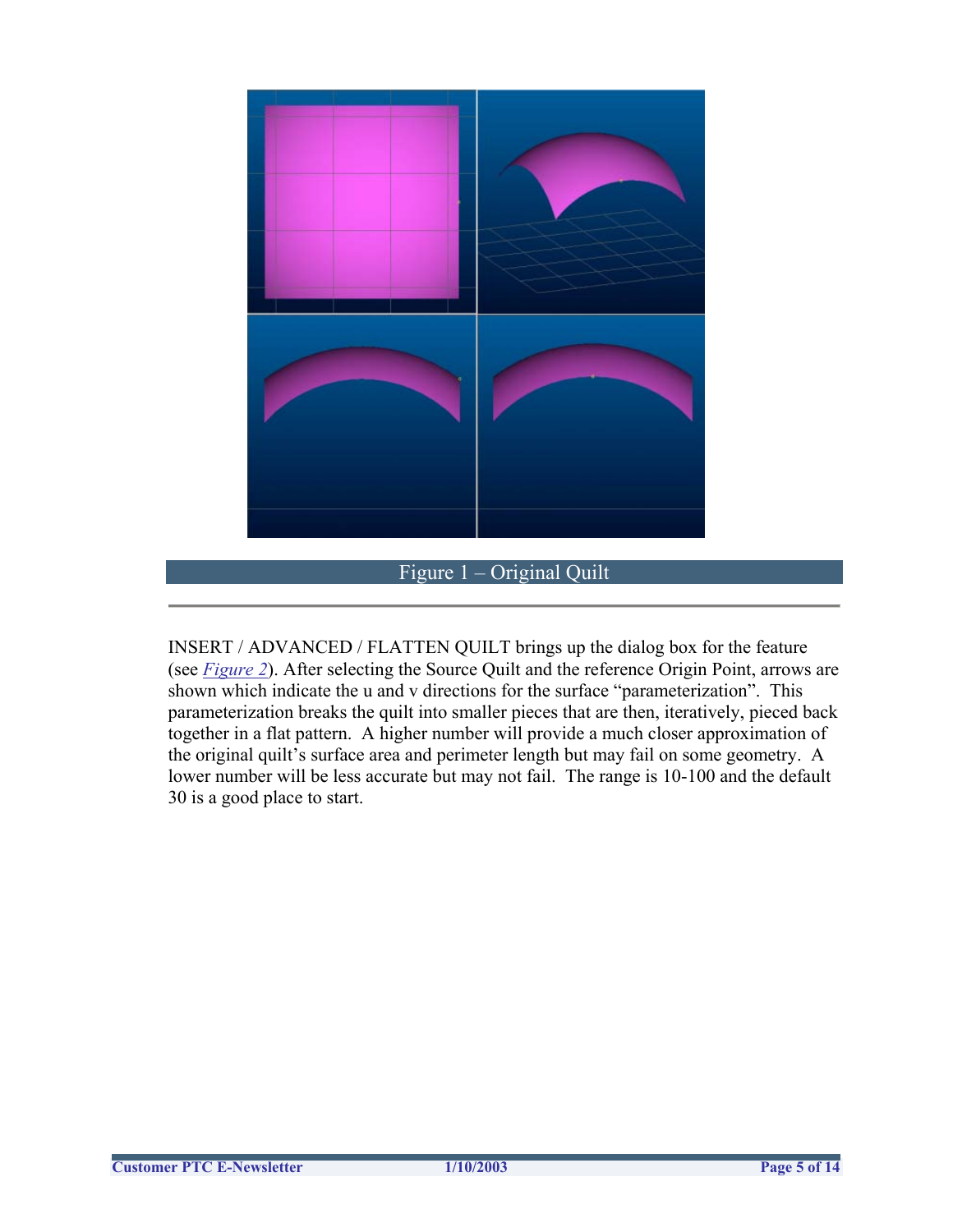Figure 1 – Original Quilt

INSERT / ADVANCED / FLATTEN QUILT brings up the dialog box for the feature (see *Figure 2*). After selecting the Source Quilt and the reference Origin Point, arrows are shown which indicate the u and v directions for the surface "parameterization". This parameterization breaks the quilt into smaller pieces that are then, iteratively, pieced back together in a flat pattern. A higher number will provide a much closer approximation of the original quilt's surface area and perimeter length but may fail on some geometry. A lower number will be less accurate but may not fail. The range is 10-100 and the default 30 is a good place to start.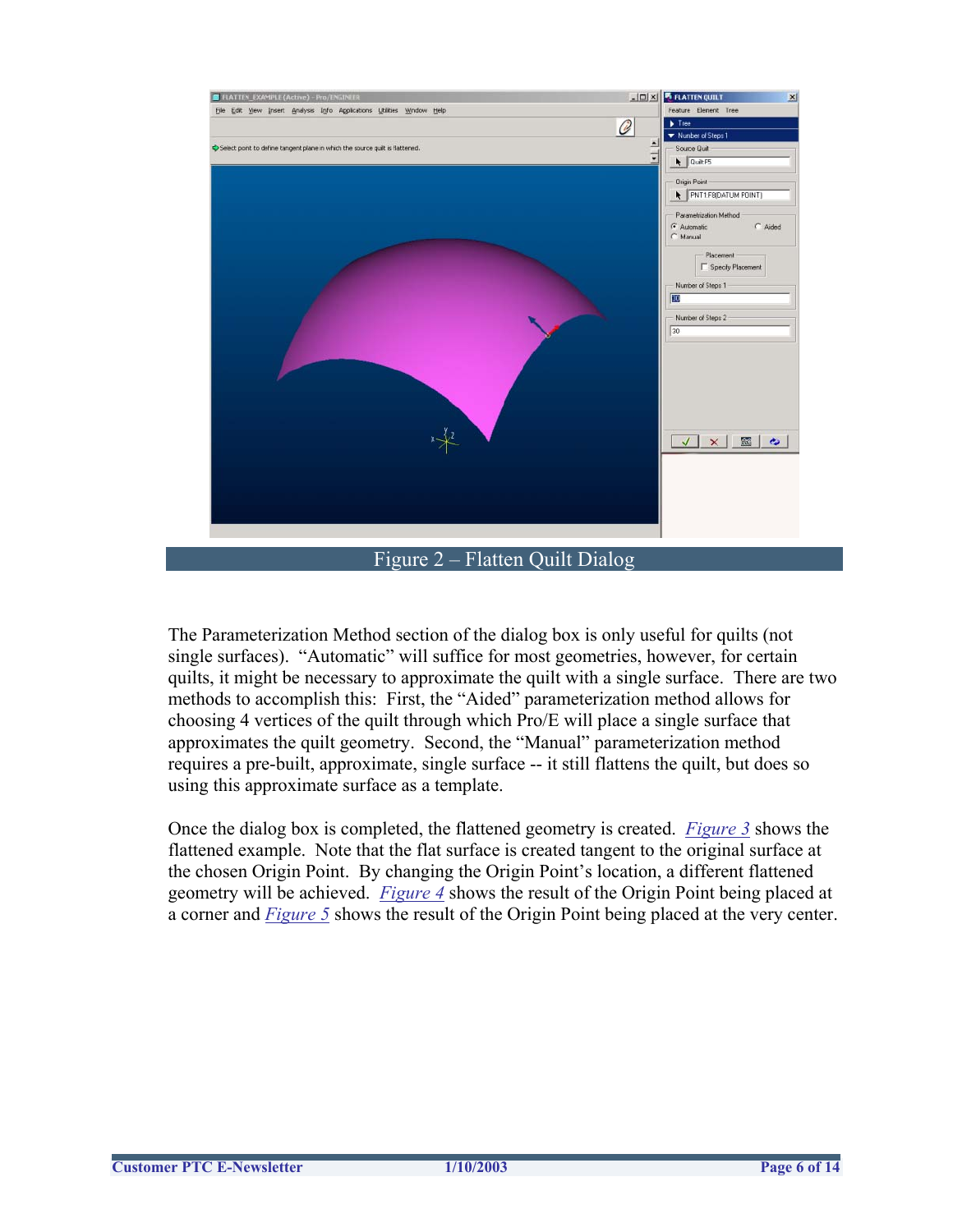Figure 2 – Flatten Quilt Dialog

The Parameterization Method section of the dialog box is only useful for quilts (not single surfaces). "Automatic" will suffice for most geometries, however, for certain quilts, it might be necessary to approximate the quilt with a single surface. There are two methods to accomplish this: First, the "Aided" parameterization method allows for choosing 4 vertices of the quilt through which Pro/E will place a single surface that approximates the quilt geometry. Second, the "Manual" parameterization method requires a pre-built, approximate, single surface -- it still flattens the quilt, but does so using this approximate surface as a template.

Once the dialog box is completed, the flattened geometry is created. *Figure 3* shows the flattened example. Note that the flat surface is created tangent to the original surface at the chosen Origin Point. By changing the Origin Point's location, a different flattened geometry will be achieved. *Figure 4* shows the result of the Origin Point being placed at a corner and *Figure 5* shows the result of the Origin Point being placed at the very center.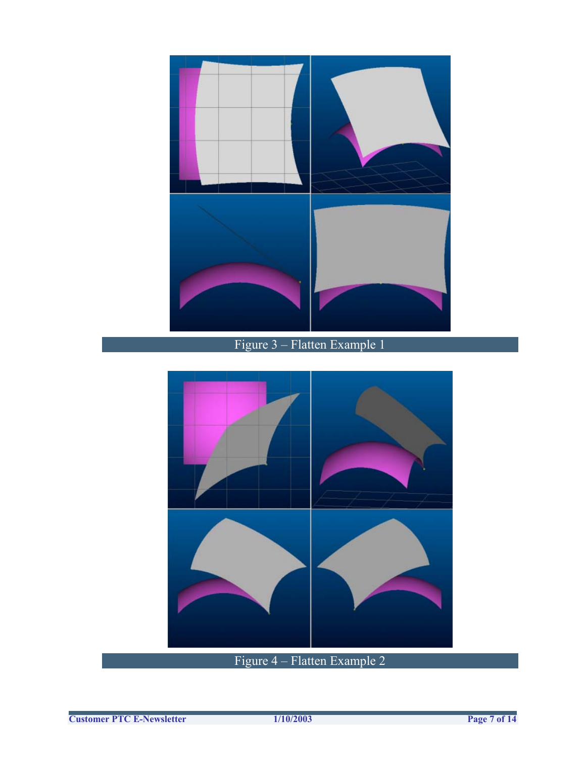Figure 3 – Flatten Example 1

Figure 4 – Flatten Example 2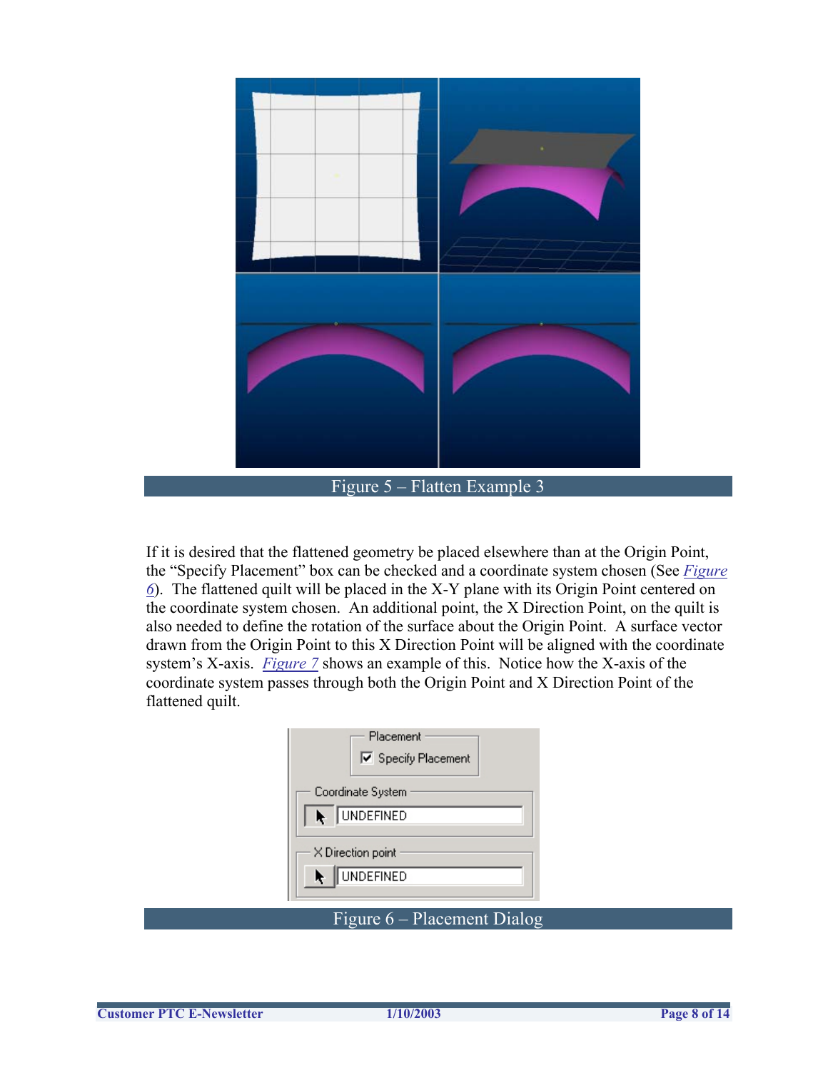Figure 5 – Flatten Example 3

If it is desired that the flattened geometry be placed elsewhere than at the Origin Point, the "Specify Placement" box can be checked and a coordinate system chosen (See *Figure 6*). The flattened quilt will be placed in the X-Y plane with its Origin Point centered on the coordinate system chosen. An additional point, the X Direction Point, on the quilt is also needed to define the rotation of the surface about the Origin Point. A surface vector drawn from the Origin Point to this X Direction Point will be aligned with the coordinate system's X-axis. *Figure 7* shows an example of this. Notice how the X-axis of the coordinate system passes through both the Origin Point and X Direction Point of the flattened quilt.

Placement
Specify Placement
Coordinate System
UNDEFINED
X Direction point
UNDEFINED

Figure 6 – Placement Dialog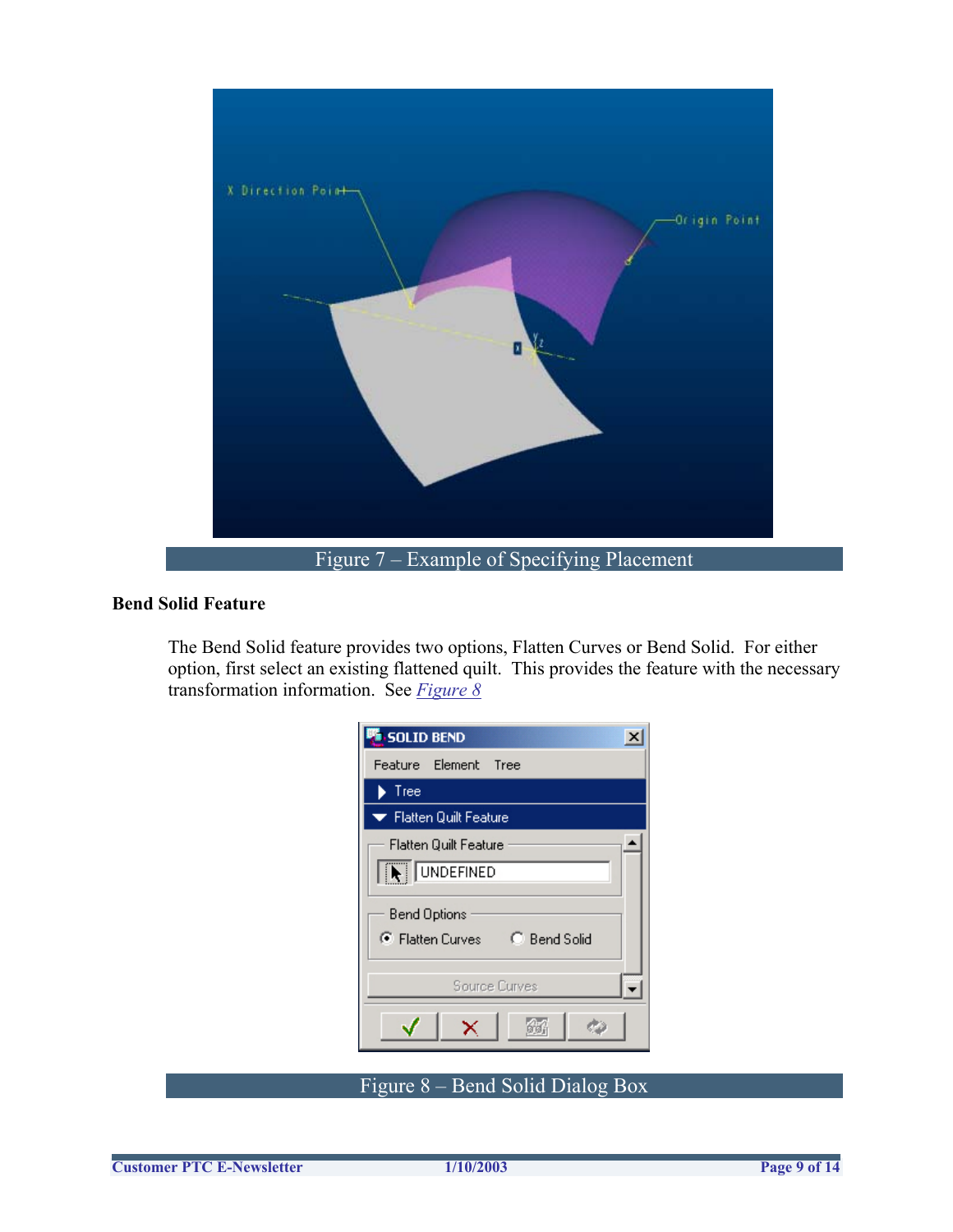Figure 7 – Example of Specifying Placement

**Bend Solid Feature**

The Bend Solid feature provides two options, Flatten Curves or Bend Solid. For either option, first select an existing flattened quilt. This provides the feature with the necessary transformation information. See *Figure 8*

Figure 8 – Bend Solid Dialog Box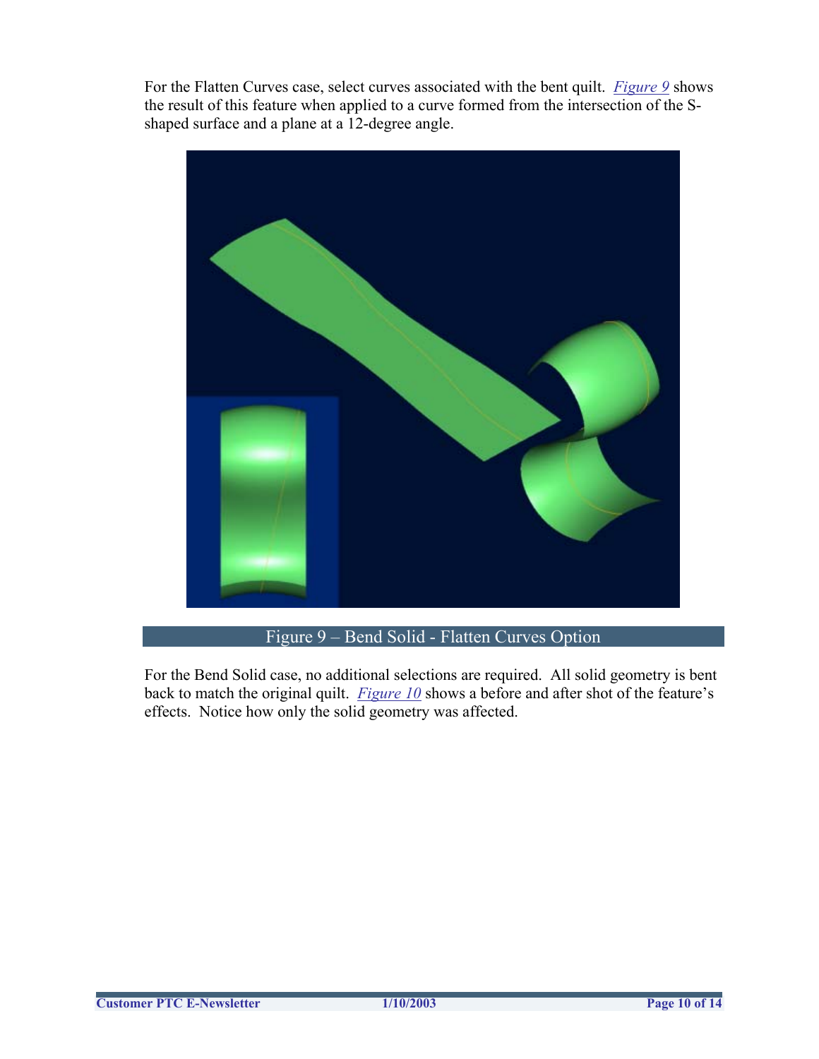For the Flatten Curves case, select curves associated with the bent quilt. *Figure 9* shows the result of this feature when applied to a curve formed from the intersection of the S-shaped surface and a plane at a 12-degree angle.

Figure 9 – Bend Solid - Flatten Curves Option

For the Bend Solid case, no additional selections are required. All solid geometry is bent back to match the original quilt. *Figure 10* shows a before and after shot of the feature's effects. Notice how only the solid geometry was affected.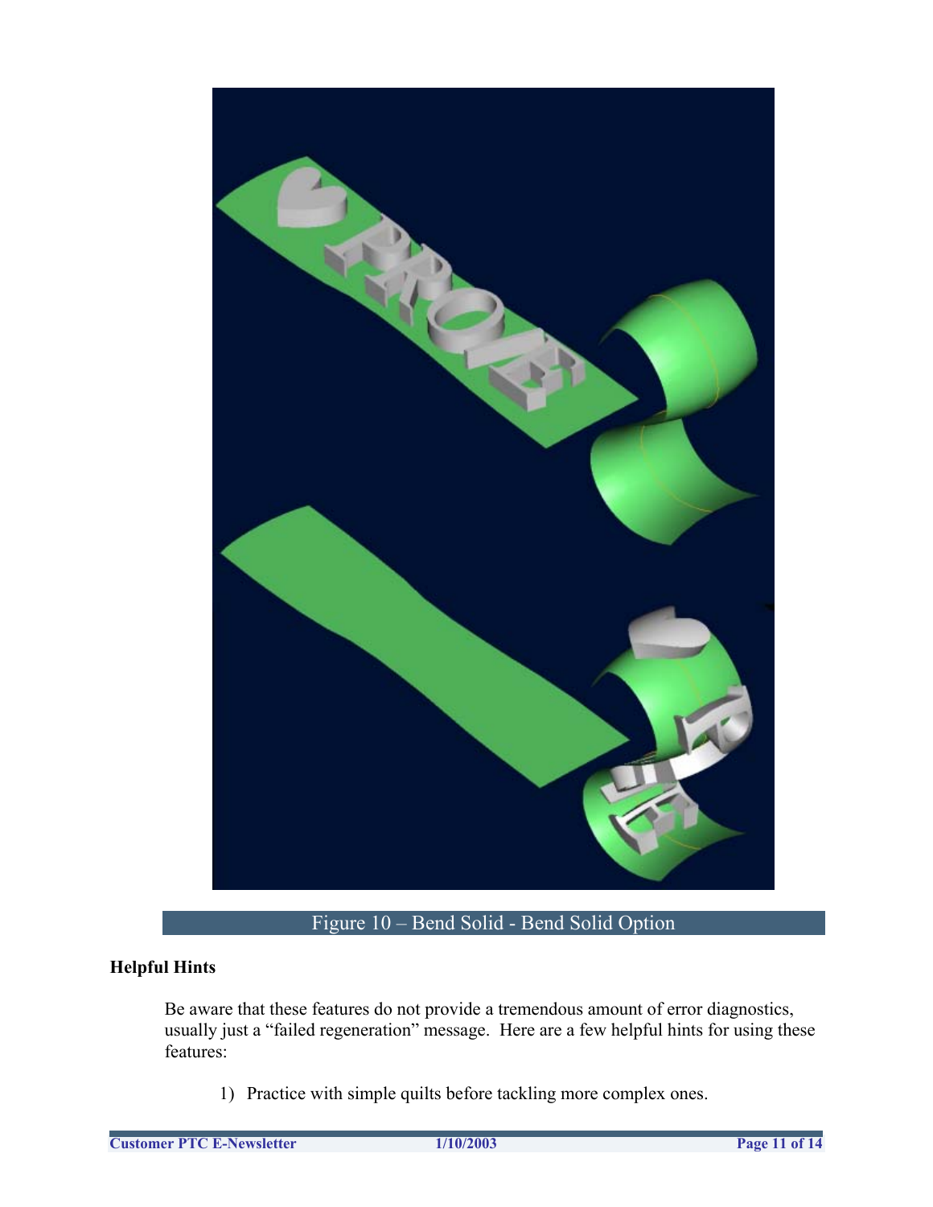Figure 10 – Bend Solid - Bend Solid Option

**Helpful Hints**

Be aware that these features do not provide a tremendous amount of error diagnostics, usually just a "failed regeneration" message. Here are a few helpful hints for using these features:

1) Practice with simple quilts before tackling more complex ones.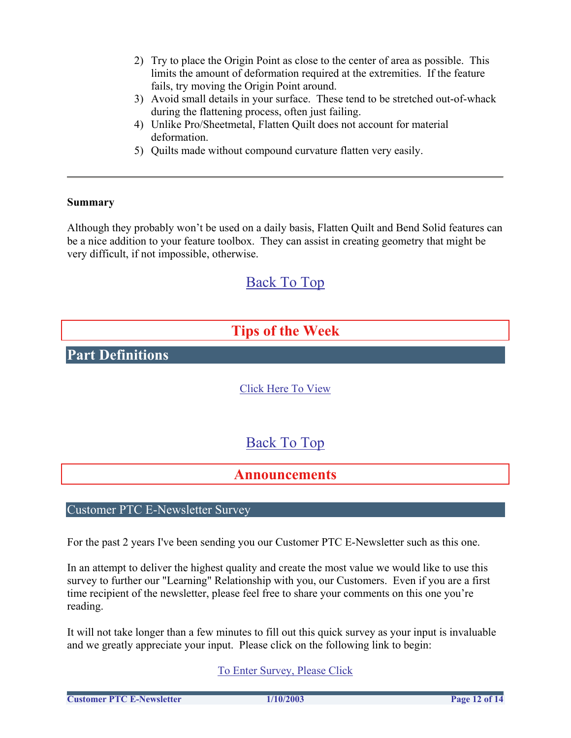2) Try to place the Origin Point as close to the center of area as possible. This limits the amount of deformation required at the extremities. If the feature fails, try moving the Origin Point around.
3) Avoid small details in your surface. These tend to be stretched out-of-whack during the flattening process, often just failing.
4) Unlike Pro/Sheetmetal, Flatten Quilt does not account for material deformation.
5) Quilts made without compound curvature flatten very easily.

---

**Summary**

Although they probably won't be used on a daily basis, Flatten Quilt and Bend Solid features can be a nice addition to your feature toolbox. They can assist in creating geometry that might be very difficult, if not impossible, otherwise.

Back To Top

# Tips of the Week

## Part Definitions

Click Here To View

Back To Top

# Announcements

## Customer PTC E-Newsletter Survey

For the past 2 years I've been sending you our Customer PTC E-Newsletter such as this one.

In an attempt to deliver the highest quality and create the most value we would like to use this survey to further our "Learning" Relationship with you, our Customers. Even if you are a first time recipient of the newsletter, please feel free to share your comments on this one you're reading.

It will not take longer than a few minutes to fill out this quick survey as your input is invaluable and we greatly appreciate your input. Please click on the following link to begin:

To Enter Survey, Please Click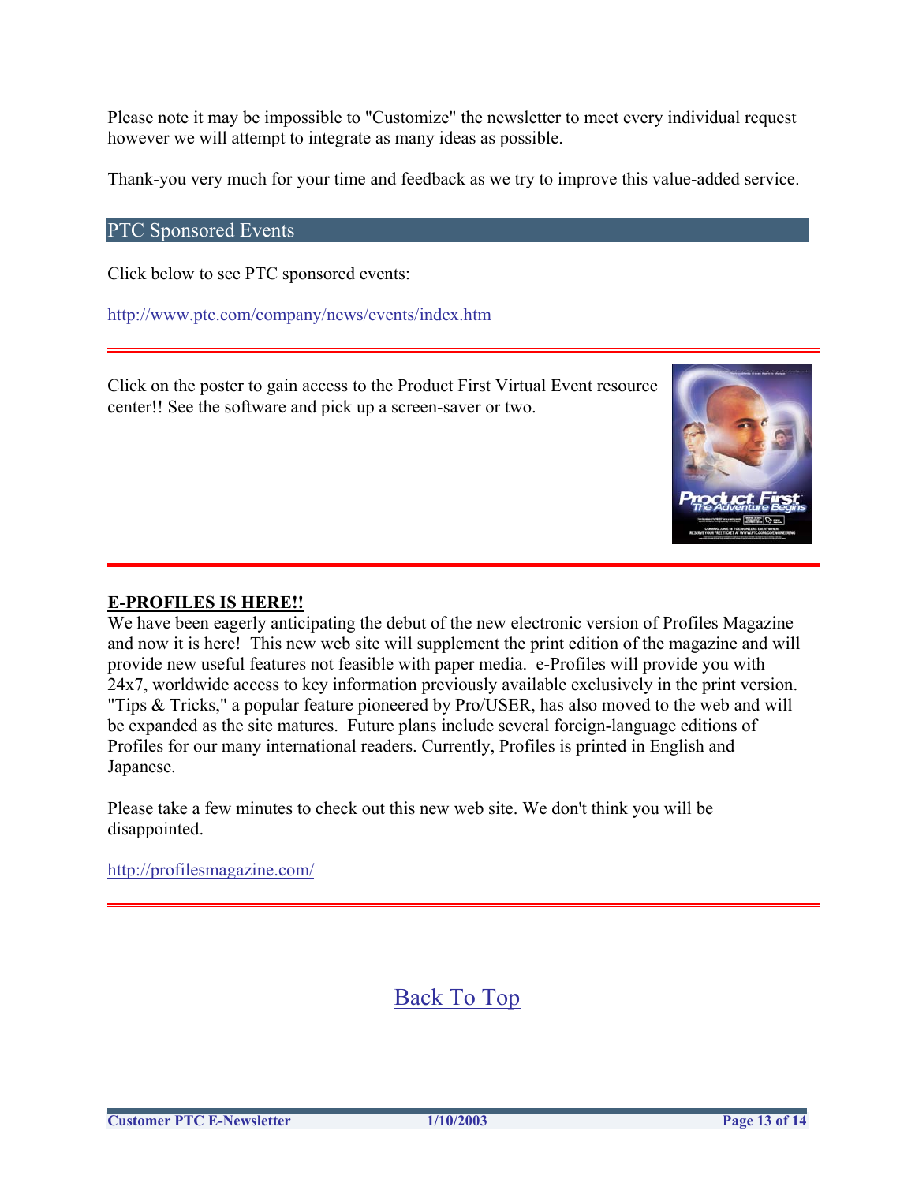Please note it may be impossible to "Customize" the newsletter to meet every individual request however we will attempt to integrate as many ideas as possible.

Thank-you very much for your time and feedback as we try to improve this value-added service.

## PTC Sponsored Events

Click below to see PTC sponsored events:

http://www.ptc.com/company/news/events/index.htm

---

Click on the poster to gain access to the Product First Virtual Event resource center!! See the software and pick up a screen-saver or two.

---

**E-PROFILES IS HERE!!**

We have been eagerly anticipating the debut of the new electronic version of Profiles Magazine and now it is here! This new web site will supplement the print edition of the magazine and will provide new useful features not feasible with paper media. e-Profiles will provide you with 24x7, worldwide access to key information previously available exclusively in the print version. "Tips & Tricks," a popular feature pioneered by Pro/USER, has also moved to the web and will be expanded as the site matures. Future plans include several foreign-language editions of Profiles for our many international readers. Currently, Profiles is printed in English and Japanese.

Please take a few minutes to check out this new web site. We don't think you will be disappointed.

http://profilesmagazine.com/

---

Back To Top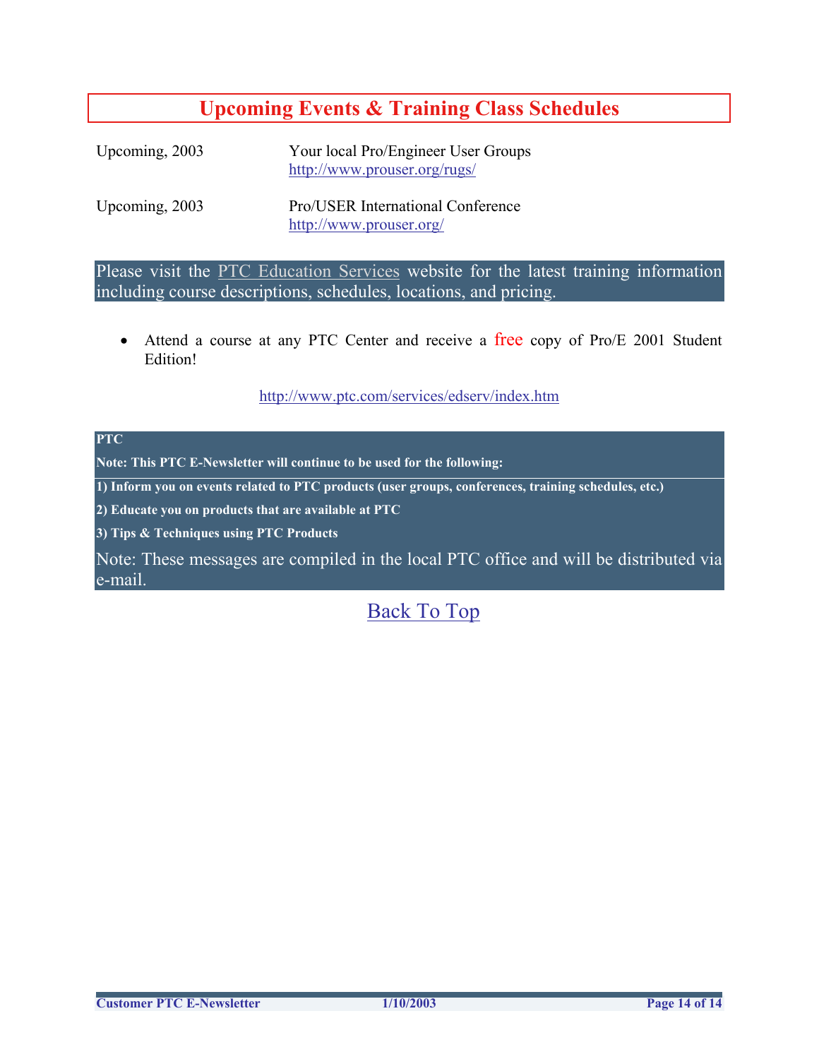## Upcoming Events & Training Class Schedules

| | |
|---|---|
| Upcoming, 2003 | Your local Pro/Engineer User Groups<br>http://www.prouser.org/rugs/ |
| Upcoming, 2003 | Pro/USER International Conference<br>http://www.prouser.org/ |

Please visit the PTC Education Services website for the latest training information including course descriptions, schedules, locations, and pricing.

- Attend a course at any PTC Center and receive a free copy of Pro/E 2001 Student Edition!

http://www.ptc.com/services/edserv/index.htm

**PTC**

**Note: This PTC E-Newsletter will continue to be used for the following:**

**1) Inform you on events related to PTC products (user groups, conferences, training schedules, etc.)**

**2) Educate you on products that are available at PTC**

**3) Tips & Techniques using PTC Products**

Note: These messages are compiled in the local PTC office and will be distributed via e-mail.

Back To Top